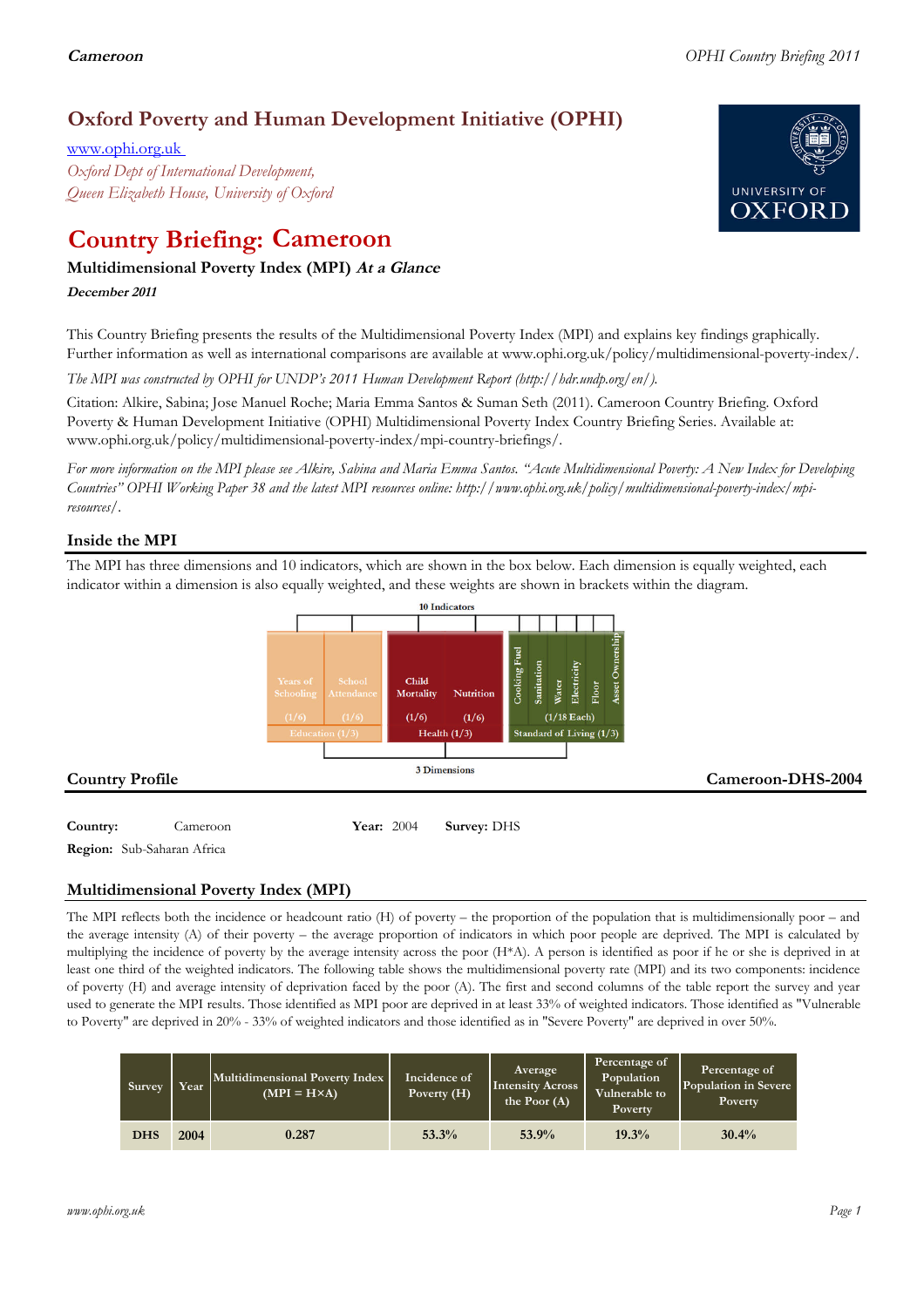# Oxford Poverty and Human Development Initiative (OPHI)

www.ophi.org.uk

*Oxford Dept of International Development, Queen Elizabeth House, University of Oxford*

# Country Briefing: Cameroon

### Multidimensional Poverty Index (MPI) *At a Glance*

***December 2011***

This Country Briefing presents the results of the Multidimensional Poverty Index (MPI) and explains key findings graphically. Further information as well as international comparisons are available at www.ophi.org.uk/policy/multidimensional-poverty-index/.

*The MPI was constructed by OPHI for UNDP's 2011 Human Development Report (http://hdr.undp.org/en/).*

Citation: Alkire, Sabina; Jose Manuel Roche; Maria Emma Santos & Suman Seth (2011). Cameroon Country Briefing. Oxford Poverty & Human Development Initiative (OPHI) Multidimensional Poverty Index Country Briefing Series. Available at: www.ophi.org.uk/policy/multidimensional-poverty-index/mpi-country-briefings/.

*For more information on the MPI please see Alkire, Sabina and Maria Emma Santos. "Acute Multidimensional Poverty: A New Index for Developing Countries" OPHI Working Paper 38 and the latest MPI resources online: http://www.ophi.org.uk/policy/multidimensional-poverty-index/mpi-resources/.*

## Inside the MPI

The MPI has three dimensions and 10 indicators, which are shown in the box below. Each dimension is equally weighted, each indicator within a dimension is also equally weighted, and these weights are shown in brackets within the diagram.

10 Indicators

| Education (1/3) | | Health (1/3) | | Standard of Living (1/3) | | | | | |
|---|---|---|---|---|---|---|---|---|---|
| Years of Schooling (1/6) | School Attendance (1/6) | Child Mortality (1/6) | Nutrition (1/6) | Cooking Fuel | Sanitation | Water | Electricity | Floor | Asset Ownership |
| | | | | (1/18 Each) | | | | | |

3 Dimensions

## Country Profile

**Cameroon-DHS-2004**

**Country:** Cameroon **Year:** 2004 **Survey:** DHS

**Region:** Sub-Saharan Africa

## Multidimensional Poverty Index (MPI)

The MPI reflects both the incidence or headcount ratio (H) of poverty – the proportion of the population that is multidimensionally poor – and the average intensity (A) of their poverty – the average proportion of indicators in which poor people are deprived. The MPI is calculated by multiplying the incidence of poverty by the average intensity across the poor (H*A). A person is identified as poor if he or she is deprived in at least one third of the weighted indicators. The following table shows the multidimensional poverty rate (MPI) and its two components: incidence of poverty (H) and average intensity of deprivation faced by the poor (A). The first and second columns of the table report the survey and year used to generate the MPI results. Those identified as MPI poor are deprived in at least 33% of weighted indicators. Those identified as "Vulnerable to Poverty" are deprived in 20% - 33% of weighted indicators and those identified as in "Severe Poverty" are deprived in over 50%.

| Survey | Year | Multidimensional Poverty Index (MPI = H×A) | Incidence of Poverty (H) | Average Intensity Across the Poor (A) | Percentage of Population Vulnerable to Poverty | Percentage of Population in Severe Poverty |
|---|---|---|---|---|---|---|
| DHS | 2004 | 0.287 | 53.3% | 53.9% | 19.3% | 30.4% |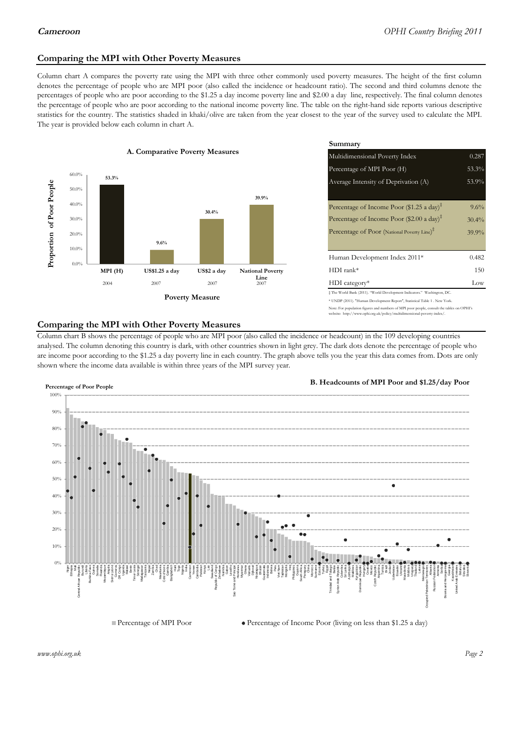## Comparing the MPI with Other Poverty Measures

Column chart A compares the poverty rate using the MPI with three other commonly used poverty measures. The height of the first column denotes the percentage of people who are MPI poor (also called the incidence or headcount ratio). The second and third columns denote the percentages of people who are poor according to the $1.25 a day income poverty line and $2.00 a day line, respectively. The final column denotes the percentage of people who are poor according to the national income poverty line. The table on the right-hand side reports various descriptive statistics for the country. The statistics shaded in khaki/olive are taken from the year closest to the year of the survey used to calculate the MPI. The year is provided below each column in chart A.

**A. Comparative Poverty Measures**

| Poverty Measure | Proportion of Poor People | Year |
|---|---|---|
| MPI (H) | 53.3% | 2004 |
| US$1.25 a day | 9.6% | 2007 |
| US$2 a day | 30.4% | 2007 |
| National Poverty Line | 39.9% | 2007 |

**Summary**

| | |
|---|---|
| Multidimensional Poverty Index | 0.287 |
| Percentage of MPI Poor (H) | 53.3% |
| Average Intensity of Deprivation (A) | 53.9% |
| Percentage of Income Poor ($1.25 a day)‡ | 9.6% |
| Percentage of Income Poor ($2.00 a day)‡ | 30.4% |
| Percentage of Poor (National Poverty Line)‡ | 39.9% |
| Human Development Index 2011* | 0.482 |
| HDI rank* | 150 |
| HDI category* | Low |

‡ The World Bank (2011). "World Development Indicators." Washington, DC.

* UNDP (2011). "Human Development Report", Statistical Table 1 . New York.

Note: For population figures and numbers of MPI poor people, consult the tables on OPHI's website: http://www.ophi.org.uk/policy/multidimensional-poverty-index/.

## Comparing the MPI with Other Poverty Measures

Column chart B shows the percentage of people who are MPI poor (also called the incidence or headcount) in the 109 developing countries analysed. The column denoting this country is dark, with other countries shown in light grey. The dark dots denote the percentage of people who are income poor according to the $1.25 a day poverty line in each country. The graph above tells you the year this data comes from. Dots are only shown where the income data available is within three years of the MPI survey year.

**B. Headcounts of MPI Poor and $1.25/day Poor**

Percentage of Poor People

■ Percentage of MPI Poor ● Percentage of Income Poor (living on less than $1.25 a day)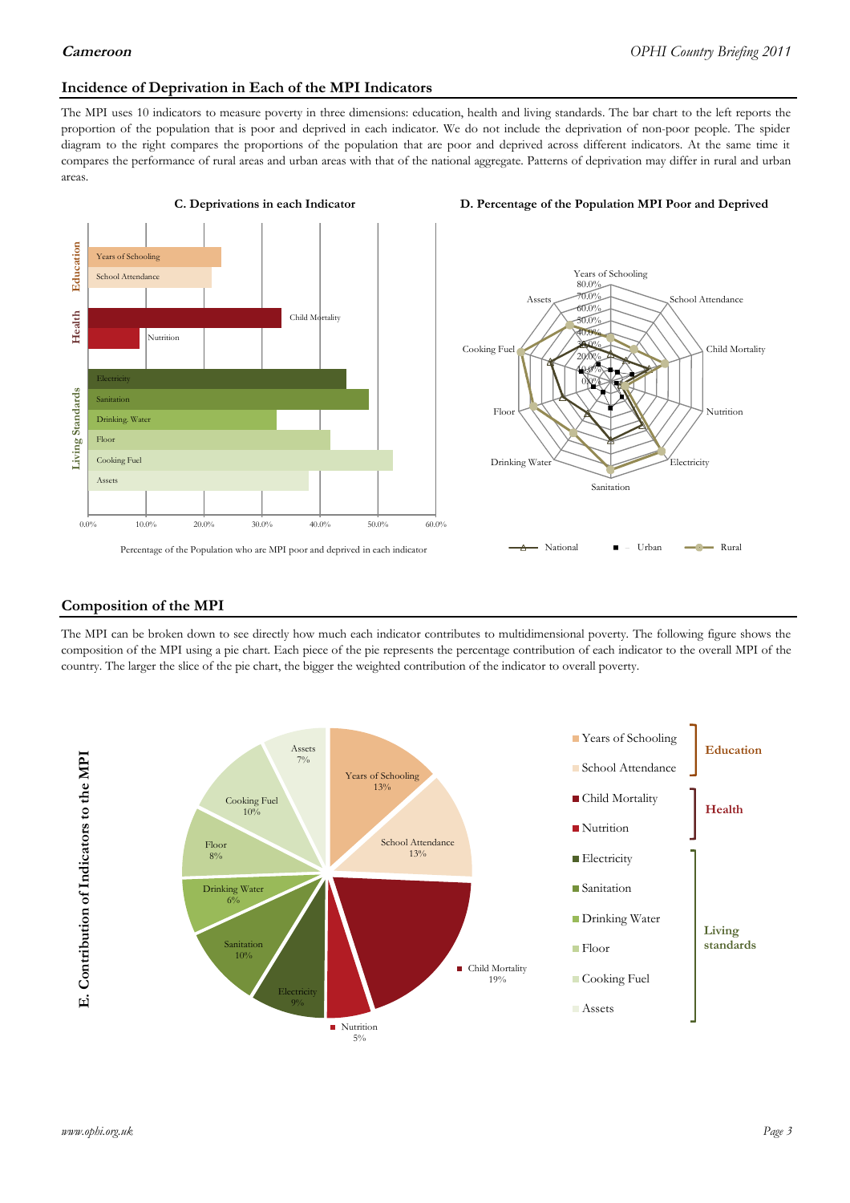## Incidence of Deprivation in Each of the MPI Indicators

The MPI uses 10 indicators to measure poverty in three dimensions: education, health and living standards. The bar chart to the left reports the proportion of the population that is poor and deprived in each indicator. We do not include the deprivation of non-poor people. The spider diagram to the right compares the proportions of the population that are poor and deprived across different indicators. At the same time it compares the performance of rural areas and urban areas with that of the national aggregate. Patterns of deprivation may differ in rural and urban areas.

**C. Deprivations in each Indicator**

Percentage of the Population who are MPI poor and deprived in each indicator

**D. Percentage of the Population MPI Poor and Deprived**

## Composition of the MPI

The MPI can be broken down to see directly how much each indicator contributes to multidimensional poverty. The following figure shows the composition of the MPI using a pie chart. Each piece of the pie represents the percentage contribution of each indicator to the overall MPI of the country. The larger the slice of the pie chart, the bigger the weighted contribution of the indicator to overall poverty.

**E. Contribution of Indicators to the MPI**

| Dimension | Indicator | Contribution |
|---|---|---|
| Education | Years of Schooling | 13% |
| Education | School Attendance | 13% |
| Health | Child Mortality | 19% |
| Health | Nutrition | 5% |
| Living standards | Electricity | 9% |
| Living standards | Sanitation | 10% |
| Living standards | Drinking Water | 6% |
| Living standards | Floor | 8% |
| Living standards | Cooking Fuel | 10% |
| Living standards | Assets | 7% |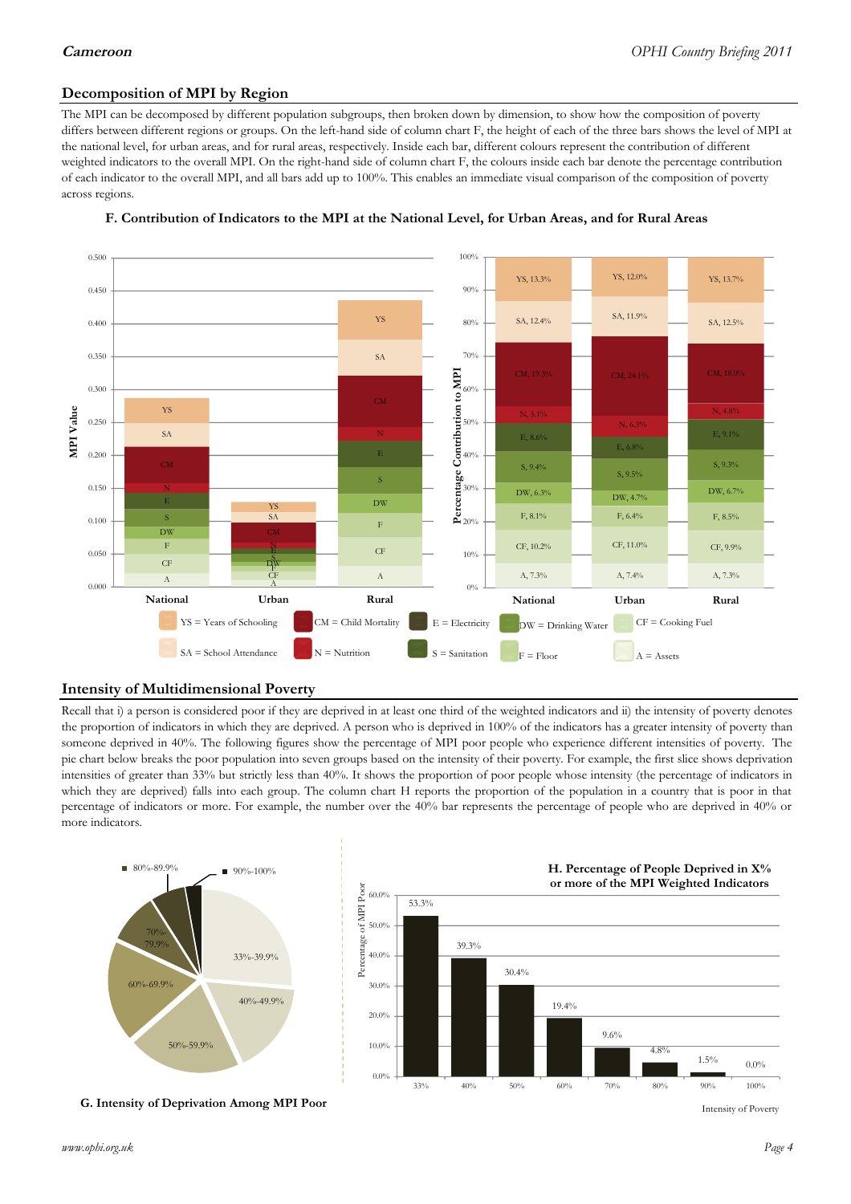## Decomposition of MPI by Region

The MPI can be decomposed by different population subgroups, then broken down by dimension, to show how the composition of poverty differs between different regions or groups. On the left-hand side of column chart F, the height of each of the three bars shows the level of MPI at the national level, for urban areas, and for rural areas, respectively. Inside each bar, different colours represent the contribution of different weighted indicators to the overall MPI. On the right-hand side of column chart F, the colours inside each bar denote the percentage contribution of each indicator to the overall MPI, and all bars add up to 100%. This enables an immediate visual comparison of the composition of poverty across regions.

**F. Contribution of Indicators to the MPI at the National Level, for Urban Areas, and for Rural Areas**

| Indicator | National | Urban | Rural |
|---|---|---|---|
| YS | 13.3% | 12.0% | 13.7% |
| SA | 12.4% | 11.9% | 12.5% |
| CM | 19.3% | 24.1% | 18.0% |
| N | 5.1% | 6.3% | 4.8% |
| E | 8.6% | 6.8% | 9.1% |
| S | 9.4% | 9.5% | 9.3% |
| DW | 6.3% | 4.7% | 6.7% |
| F | 8.1% | 6.4% | 8.5% |
| CF | 10.2% | 11.0% | 9.9% |
| A | 7.3% | 7.4% | 7.3% |

YS = Years of Schooling; SA = School Attendance; CM = Child Mortality; N = Nutrition; E = Electricity; S = Sanitation; DW = Drinking Water; F = Floor; CF = Cooking Fuel; A = Assets

## Intensity of Multidimensional Poverty

Recall that i) a person is considered poor if they are deprived in at least one third of the weighted indicators and ii) the intensity of poverty denotes the proportion of indicators in which they are deprived. A person who is deprived in 100% of the indicators has a greater intensity of poverty than someone deprived in 40%. The following figures show the percentage of MPI poor people who experience different intensities of poverty. The pie chart below breaks the poor population into seven groups based on the intensity of their poverty. For example, the first slice shows deprivation intensities of greater than 33% but strictly less than 40%. It shows the proportion of poor people whose intensity (the percentage of indicators in which they are deprived) falls into each group. The column chart H reports the proportion of the population in a country that is poor in that percentage of indicators or more. For example, the number over the 40% bar represents the percentage of people who are deprived in 40% or more indicators.

**G. Intensity of Deprivation Among MPI Poor**

**H. Percentage of People Deprived in X% or more of the MPI Weighted Indicators**

| Intensity of Poverty | Percentage of MPI Poor |
|---|---|
| 33% | 53.3% |
| 40% | 39.3% |
| 50% | 30.4% |
| 60% | 19.4% |
| 70% | 9.6% |
| 80% | 4.8% |
| 90% | 1.5% |
| 100% | 0.0% |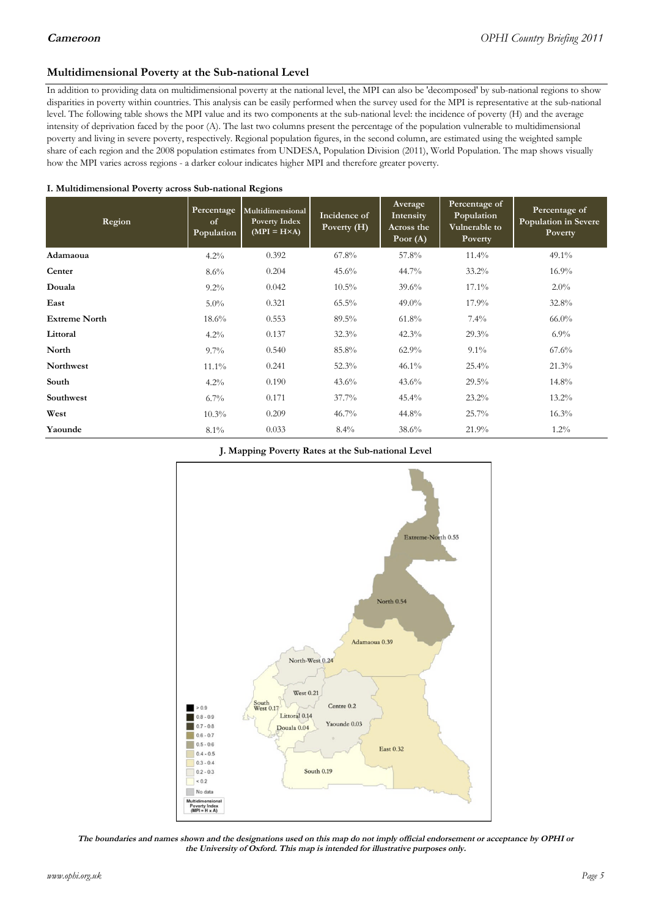## Multidimensional Poverty at the Sub-national Level

In addition to providing data on multidimensional poverty at the national level, the MPI can also be 'decomposed' by sub-national regions to show disparities in poverty within countries. This analysis can be easily performed when the survey used for the MPI is representative at the sub-national level. The following table shows the MPI value and its two components at the sub-national level: the incidence of poverty (H) and the average intensity of deprivation faced by the poor (A). The last two columns present the percentage of the population vulnerable to multidimensional poverty and living in severe poverty, respectively. Regional population figures, in the second column, are estimated using the weighted sample share of each region and the 2008 population estimates from UNDESA, Population Division (2011), World Population. The map shows visually how the MPI varies across regions - a darker colour indicates higher MPI and therefore greater poverty.

### I. Multidimensional Poverty across Sub-national Regions

| Region | Percentage of Population | Multidimensional Poverty Index (MPI = H×A) | Incidence of Poverty (H) | Average Intensity Across the Poor (A) | Percentage of Population Vulnerable to Poverty | Percentage of Population in Severe Poverty |
|---|---|---|---|---|---|---|
| **Adamaoua** | 4.2% | 0.392 | 67.8% | 57.8% | 11.4% | 49.1% |
| **Center** | 8.6% | 0.204 | 45.6% | 44.7% | 33.2% | 16.9% |
| **Douala** | 9.2% | 0.042 | 10.5% | 39.6% | 17.1% | 2.0% |
| **East** | 5.0% | 0.321 | 65.5% | 49.0% | 17.9% | 32.8% |
| **Extreme North** | 18.6% | 0.553 | 89.5% | 61.8% | 7.4% | 66.0% |
| **Littoral** | 4.2% | 0.137 | 32.3% | 42.3% | 29.3% | 6.9% |
| **North** | 9.7% | 0.540 | 85.8% | 62.9% | 9.1% | 67.6% |
| **Northwest** | 11.1% | 0.241 | 52.3% | 46.1% | 25.4% | 21.3% |
| **South** | 4.2% | 0.190 | 43.6% | 43.6% | 29.5% | 14.8% |
| **Southwest** | 6.7% | 0.171 | 37.7% | 45.4% | 23.2% | 13.2% |
| **West** | 10.3% | 0.209 | 46.7% | 44.8% | 25.7% | 16.3% |
| **Yaounde** | 8.1% | 0.033 | 8.4% | 38.6% | 21.9% | 1.2% |

### J. Mapping Poverty Rates at the Sub-national Level

Extreme-North 0.55
North 0.54
Adamaoua 0.39
North-West 0.24
West 0.21
South West 0.17
Centre 0.2
Littoral 0.14
Douala 0.04
Yaounde 0.03
East 0.32
South 0.19

> 0.9
0.8 - 0.9
0.7 - 0.8
0.6 - 0.7
0.5 - 0.6
0.4 - 0.5
0.3 - 0.4
0.2 - 0.3
< 0.2
No data
Multidimensional Poverty Index (MPI = H x A)

***The boundaries and names shown and the designations used on this map do not imply official endorsement or acceptance by OPHI or the University of Oxford. This map is intended for illustrative purposes only.***